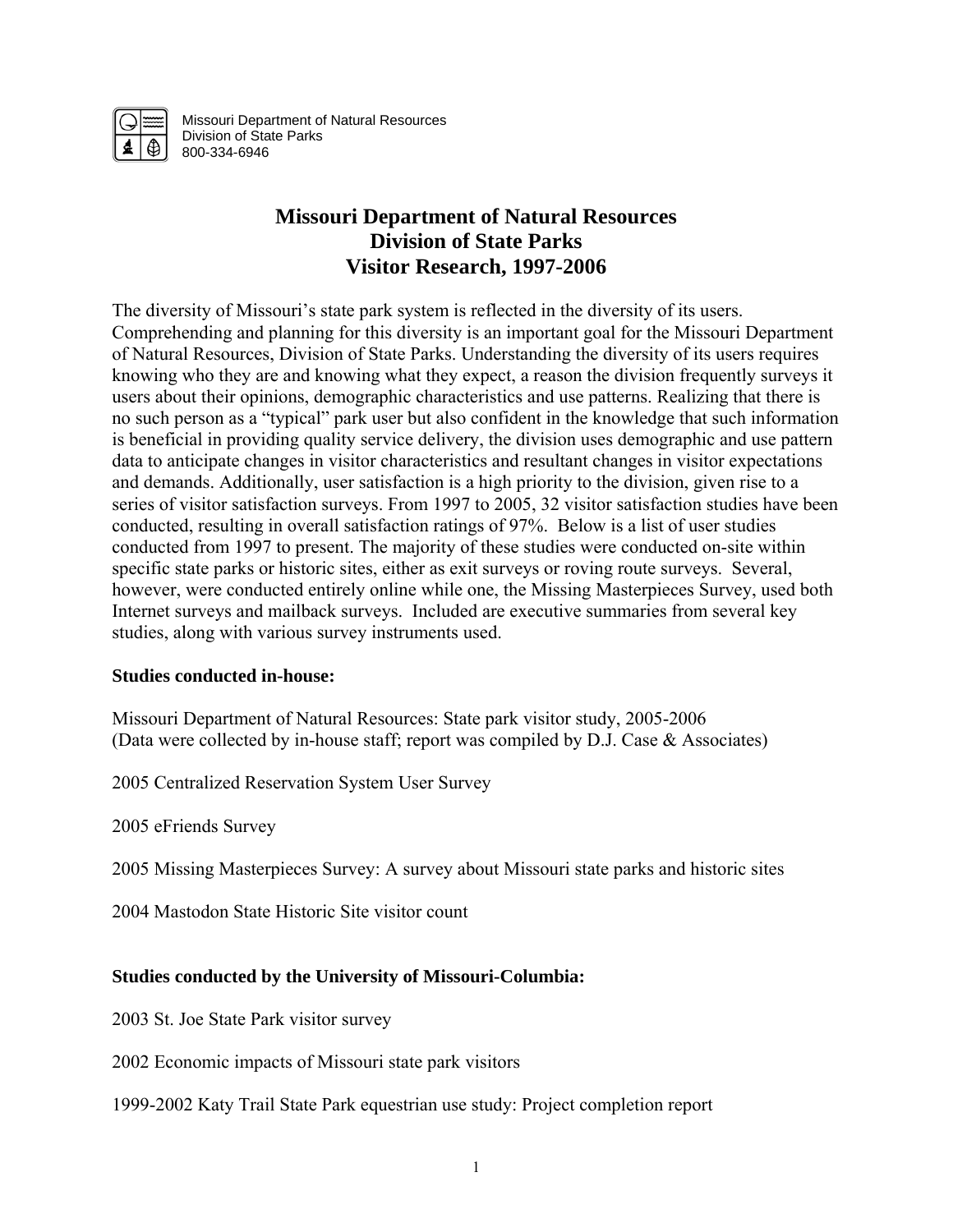Missouri Department of Natural Resources
Division of State Parks
800-334-6946

# Missouri Department of Natural Resources
# Division of State Parks
# Visitor Research, 1997-2006

The diversity of Missouri's state park system is reflected in the diversity of its users. Comprehending and planning for this diversity is an important goal for the Missouri Department of Natural Resources, Division of State Parks. Understanding the diversity of its users requires knowing who they are and knowing what they expect, a reason the division frequently surveys it users about their opinions, demographic characteristics and use patterns. Realizing that there is no such person as a "typical" park user but also confident in the knowledge that such information is beneficial in providing quality service delivery, the division uses demographic and use pattern data to anticipate changes in visitor characteristics and resultant changes in visitor expectations and demands. Additionally, user satisfaction is a high priority to the division, given rise to a series of visitor satisfaction surveys. From 1997 to 2005, 32 visitor satisfaction studies have been conducted, resulting in overall satisfaction ratings of 97%. Below is a list of user studies conducted from 1997 to present. The majority of these studies were conducted on-site within specific state parks or historic sites, either as exit surveys or roving route surveys. Several, however, were conducted entirely online while one, the Missing Masterpieces Survey, used both Internet surveys and mailback surveys. Included are executive summaries from several key studies, along with various survey instruments used.

**Studies conducted in-house:**

Missouri Department of Natural Resources: State park visitor study, 2005-2006
(Data were collected by in-house staff; report was compiled by D.J. Case & Associates)

2005 Centralized Reservation System User Survey

2005 eFriends Survey

2005 Missing Masterpieces Survey: A survey about Missouri state parks and historic sites

2004 Mastodon State Historic Site visitor count

**Studies conducted by the University of Missouri-Columbia:**

2003 St. Joe State Park visitor survey

2002 Economic impacts of Missouri state park visitors

1999-2002 Katy Trail State Park equestrian use study: Project completion report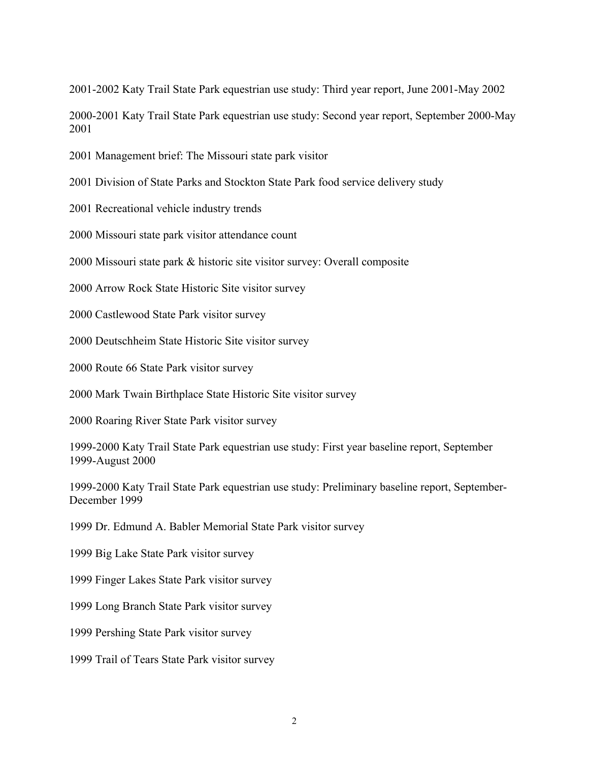2001-2002 Katy Trail State Park equestrian use study: Third year report, June 2001-May 2002

2000-2001 Katy Trail State Park equestrian use study: Second year report, September 2000-May 2001

2001 Management brief: The Missouri state park visitor

2001 Division of State Parks and Stockton State Park food service delivery study

2001 Recreational vehicle industry trends

2000 Missouri state park visitor attendance count

2000 Missouri state park & historic site visitor survey: Overall composite

2000 Arrow Rock State Historic Site visitor survey

2000 Castlewood State Park visitor survey

2000 Deutschheim State Historic Site visitor survey

2000 Route 66 State Park visitor survey

2000 Mark Twain Birthplace State Historic Site visitor survey

2000 Roaring River State Park visitor survey

1999-2000 Katy Trail State Park equestrian use study: First year baseline report, September 1999-August 2000

1999-2000 Katy Trail State Park equestrian use study: Preliminary baseline report, September-December 1999

1999 Dr. Edmund A. Babler Memorial State Park visitor survey

1999 Big Lake State Park visitor survey

1999 Finger Lakes State Park visitor survey

1999 Long Branch State Park visitor survey

1999 Pershing State Park visitor survey

1999 Trail of Tears State Park visitor survey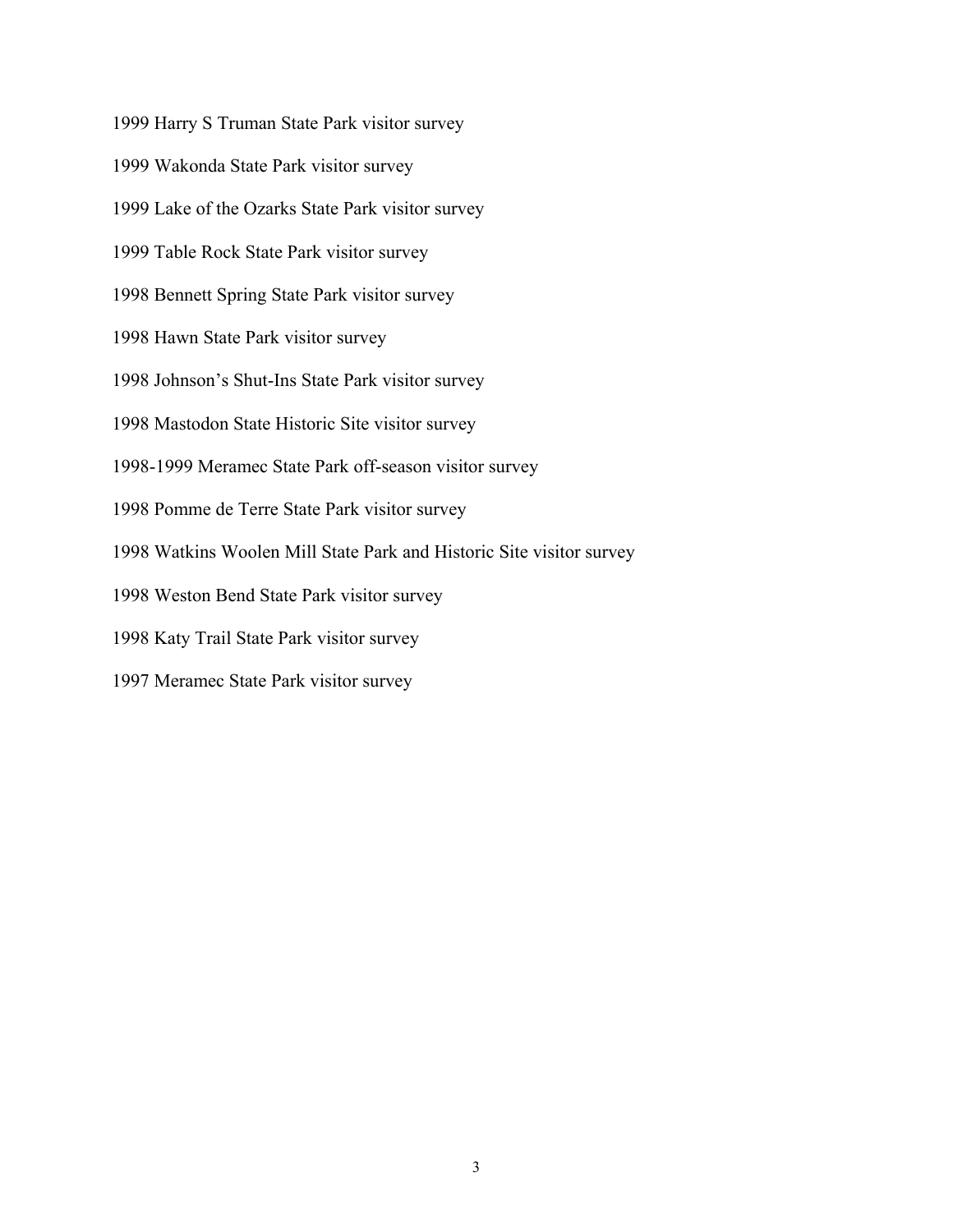1999 Harry S Truman State Park visitor survey

1999 Wakonda State Park visitor survey

1999 Lake of the Ozarks State Park visitor survey

1999 Table Rock State Park visitor survey

1998 Bennett Spring State Park visitor survey

1998 Hawn State Park visitor survey

1998 Johnson's Shut-Ins State Park visitor survey

1998 Mastodon State Historic Site visitor survey

1998-1999 Meramec State Park off-season visitor survey

1998 Pomme de Terre State Park visitor survey

1998 Watkins Woolen Mill State Park and Historic Site visitor survey

1998 Weston Bend State Park visitor survey

1998 Katy Trail State Park visitor survey

1997 Meramec State Park visitor survey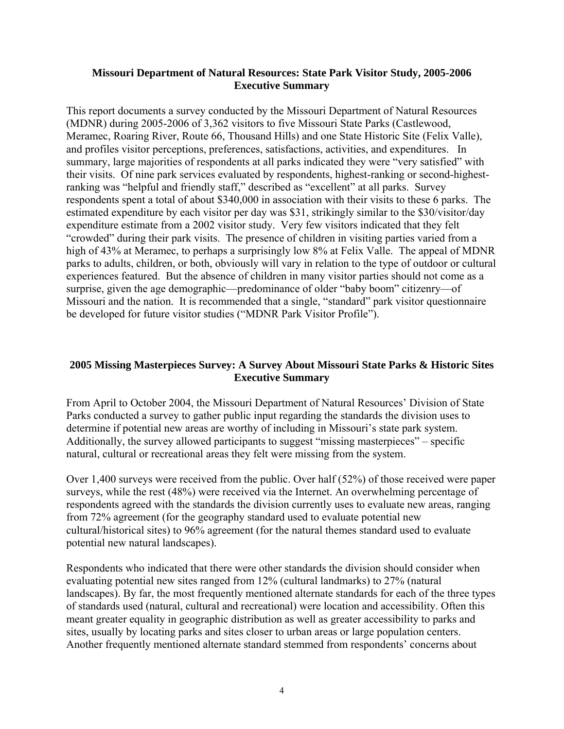**Missouri Department of Natural Resources: State Park Visitor Study, 2005-2006**
**Executive Summary**

This report documents a survey conducted by the Missouri Department of Natural Resources (MDNR) during 2005-2006 of 3,362 visitors to five Missouri State Parks (Castlewood, Meramec, Roaring River, Route 66, Thousand Hills) and one State Historic Site (Felix Valle), and profiles visitor perceptions, preferences, satisfactions, activities, and expenditures. In summary, large majorities of respondents at all parks indicated they were "very satisfied" with their visits. Of nine park services evaluated by respondents, highest-ranking or second-highest-ranking was "helpful and friendly staff," described as "excellent" at all parks. Survey respondents spent a total of about $340,000 in association with their visits to these 6 parks. The estimated expenditure by each visitor per day was $31, strikingly similar to the $30/visitor/day expenditure estimate from a 2002 visitor study. Very few visitors indicated that they felt "crowded" during their park visits. The presence of children in visiting parties varied from a high of 43% at Meramec, to perhaps a surprisingly low 8% at Felix Valle. The appeal of MDNR parks to adults, children, or both, obviously will vary in relation to the type of outdoor or cultural experiences featured. But the absence of children in many visitor parties should not come as a surprise, given the age demographic—predominance of older "baby boom" citizenry—of Missouri and the nation. It is recommended that a single, "standard" park visitor questionnaire be developed for future visitor studies ("MDNR Park Visitor Profile").

**2005 Missing Masterpieces Survey: A Survey About Missouri State Parks & Historic Sites**
**Executive Summary**

From April to October 2004, the Missouri Department of Natural Resources' Division of State Parks conducted a survey to gather public input regarding the standards the division uses to determine if potential new areas are worthy of including in Missouri's state park system. Additionally, the survey allowed participants to suggest "missing masterpieces" – specific natural, cultural or recreational areas they felt were missing from the system.

Over 1,400 surveys were received from the public. Over half (52%) of those received were paper surveys, while the rest (48%) were received via the Internet. An overwhelming percentage of respondents agreed with the standards the division currently uses to evaluate new areas, ranging from 72% agreement (for the geography standard used to evaluate potential new cultural/historical sites) to 96% agreement (for the natural themes standard used to evaluate potential new natural landscapes).

Respondents who indicated that there were other standards the division should consider when evaluating potential new sites ranged from 12% (cultural landmarks) to 27% (natural landscapes). By far, the most frequently mentioned alternate standards for each of the three types of standards used (natural, cultural and recreational) were location and accessibility. Often this meant greater equality in geographic distribution as well as greater accessibility to parks and sites, usually by locating parks and sites closer to urban areas or large population centers. Another frequently mentioned alternate standard stemmed from respondents' concerns about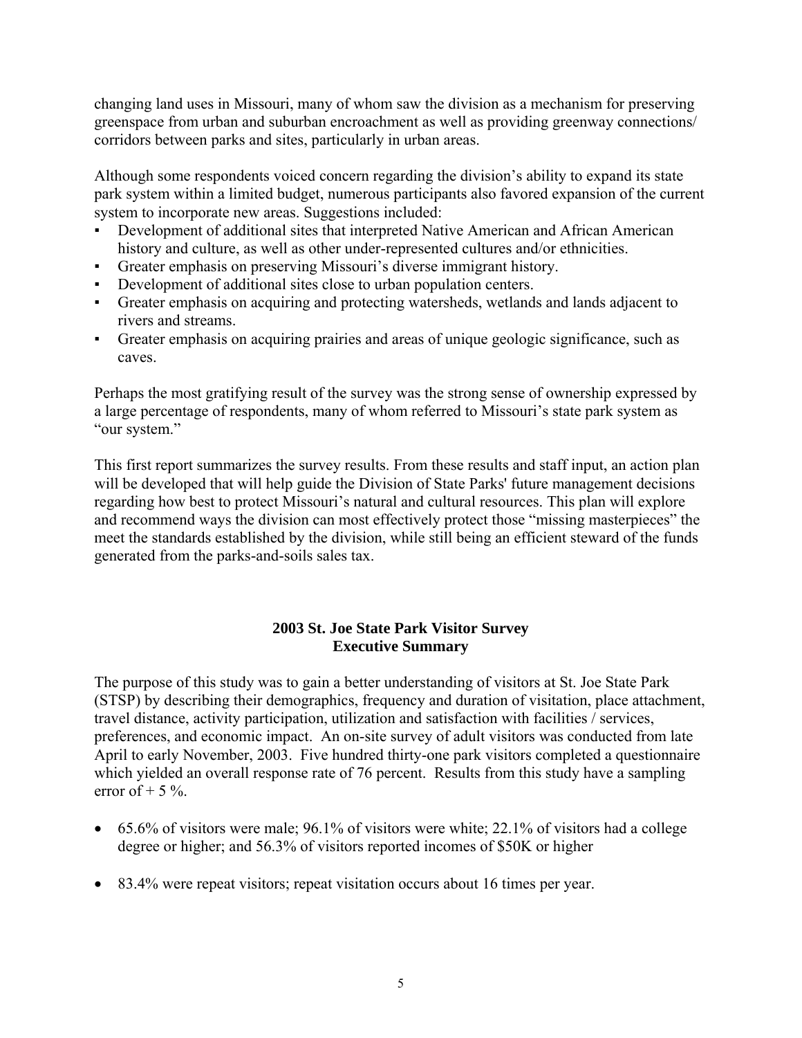changing land uses in Missouri, many of whom saw the division as a mechanism for preserving greenspace from urban and suburban encroachment as well as providing greenway connections/ corridors between parks and sites, particularly in urban areas.

Although some respondents voiced concern regarding the division's ability to expand its state park system within a limited budget, numerous participants also favored expansion of the current system to incorporate new areas. Suggestions included:

- Development of additional sites that interpreted Native American and African American history and culture, as well as other under-represented cultures and/or ethnicities.
- Greater emphasis on preserving Missouri's diverse immigrant history.
- Development of additional sites close to urban population centers.
- Greater emphasis on acquiring and protecting watersheds, wetlands and lands adjacent to rivers and streams.
- Greater emphasis on acquiring prairies and areas of unique geologic significance, such as caves.

Perhaps the most gratifying result of the survey was the strong sense of ownership expressed by a large percentage of respondents, many of whom referred to Missouri's state park system as "our system."

This first report summarizes the survey results. From these results and staff input, an action plan will be developed that will help guide the Division of State Parks' future management decisions regarding how best to protect Missouri's natural and cultural resources. This plan will explore and recommend ways the division can most effectively protect those "missing masterpieces" the meet the standards established by the division, while still being an efficient steward of the funds generated from the parks-and-soils sales tax.

## 2003 St. Joe State Park Visitor Survey
## Executive Summary

The purpose of this study was to gain a better understanding of visitors at St. Joe State Park (STSP) by describing their demographics, frequency and duration of visitation, place attachment, travel distance, activity participation, utilization and satisfaction with facilities / services, preferences, and economic impact. An on-site survey of adult visitors was conducted from late April to early November, 2003. Five hundred thirty-one park visitors completed a questionnaire which yielded an overall response rate of 76 percent. Results from this study have a sampling error of + 5 %.

- 65.6% of visitors were male; 96.1% of visitors were white; 22.1% of visitors had a college degree or higher; and 56.3% of visitors reported incomes of $50K or higher
- 83.4% were repeat visitors; repeat visitation occurs about 16 times per year.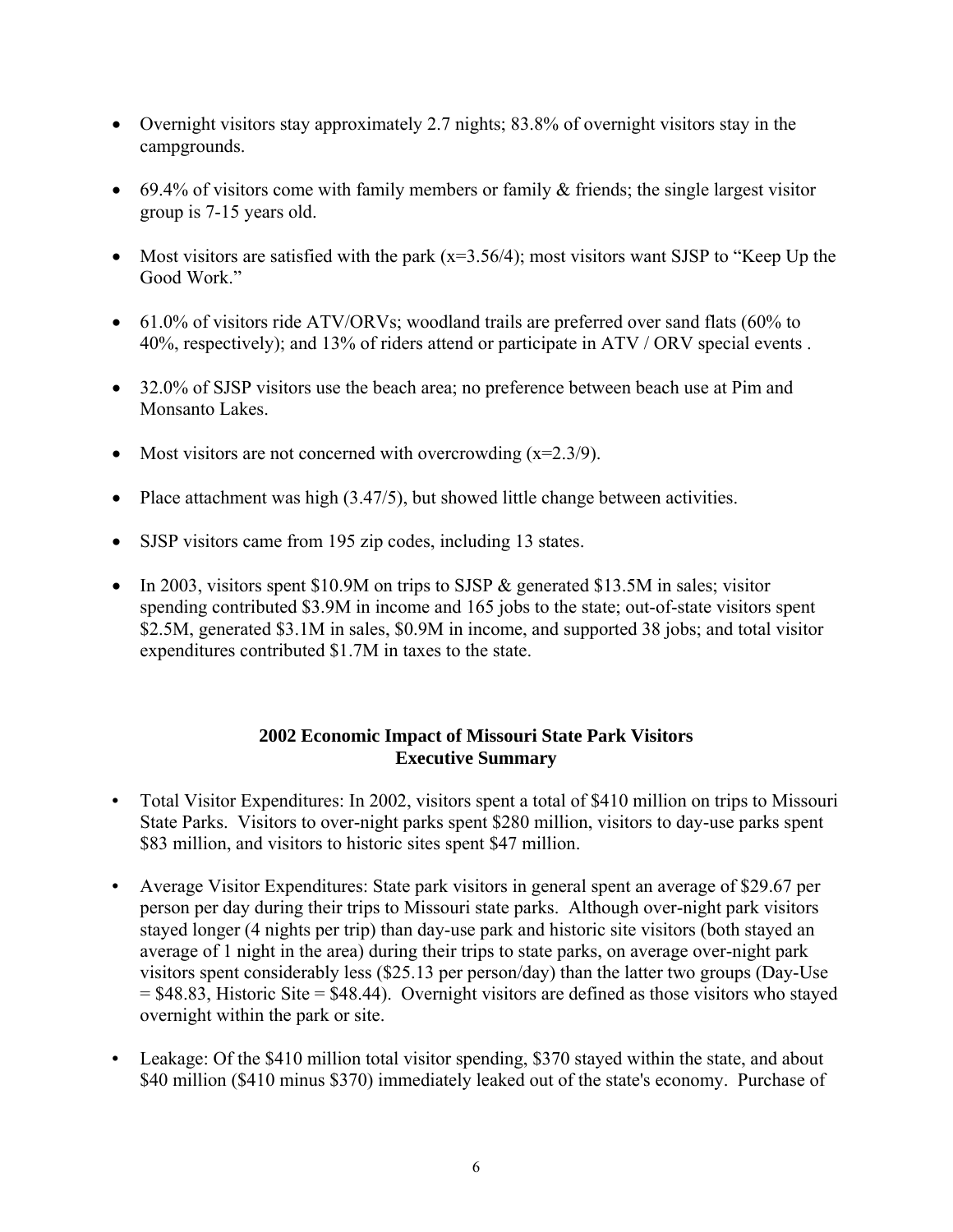- Overnight visitors stay approximately 2.7 nights; 83.8% of overnight visitors stay in the campgrounds.
- 69.4% of visitors come with family members or family & friends; the single largest visitor group is 7-15 years old.
- Most visitors are satisfied with the park (x=3.56/4); most visitors want SJSP to "Keep Up the Good Work."
- 61.0% of visitors ride ATV/ORVs; woodland trails are preferred over sand flats (60% to 40%, respectively); and 13% of riders attend or participate in ATV / ORV special events .
- 32.0% of SJSP visitors use the beach area; no preference between beach use at Pim and Monsanto Lakes.
- Most visitors are not concerned with overcrowding (x=2.3/9).
- Place attachment was high (3.47/5), but showed little change between activities.
- SJSP visitors came from 195 zip codes, including 13 states.
- In 2003, visitors spent $10.9M on trips to SJSP & generated $13.5M in sales; visitor spending contributed $3.9M in income and 165 jobs to the state; out-of-state visitors spent $2.5M, generated $3.1M in sales, $0.9M in income, and supported 38 jobs; and total visitor expenditures contributed $1.7M in taxes to the state.

## 2002 Economic Impact of Missouri State Park Visitors
## Executive Summary

- Total Visitor Expenditures: In 2002, visitors spent a total of $410 million on trips to Missouri State Parks. Visitors to over-night parks spent $280 million, visitors to day-use parks spent $83 million, and visitors to historic sites spent $47 million.
- Average Visitor Expenditures: State park visitors in general spent an average of $29.67 per person per day during their trips to Missouri state parks. Although over-night park visitors stayed longer (4 nights per trip) than day-use park and historic site visitors (both stayed an average of 1 night in the area) during their trips to state parks, on average over-night park visitors spent considerably less ($25.13 per person/day) than the latter two groups (Day-Use = $48.83, Historic Site = $48.44). Overnight visitors are defined as those visitors who stayed overnight within the park or site.
- Leakage: Of the $410 million total visitor spending, $370 stayed within the state, and about $40 million ($410 minus $370) immediately leaked out of the state's economy. Purchase of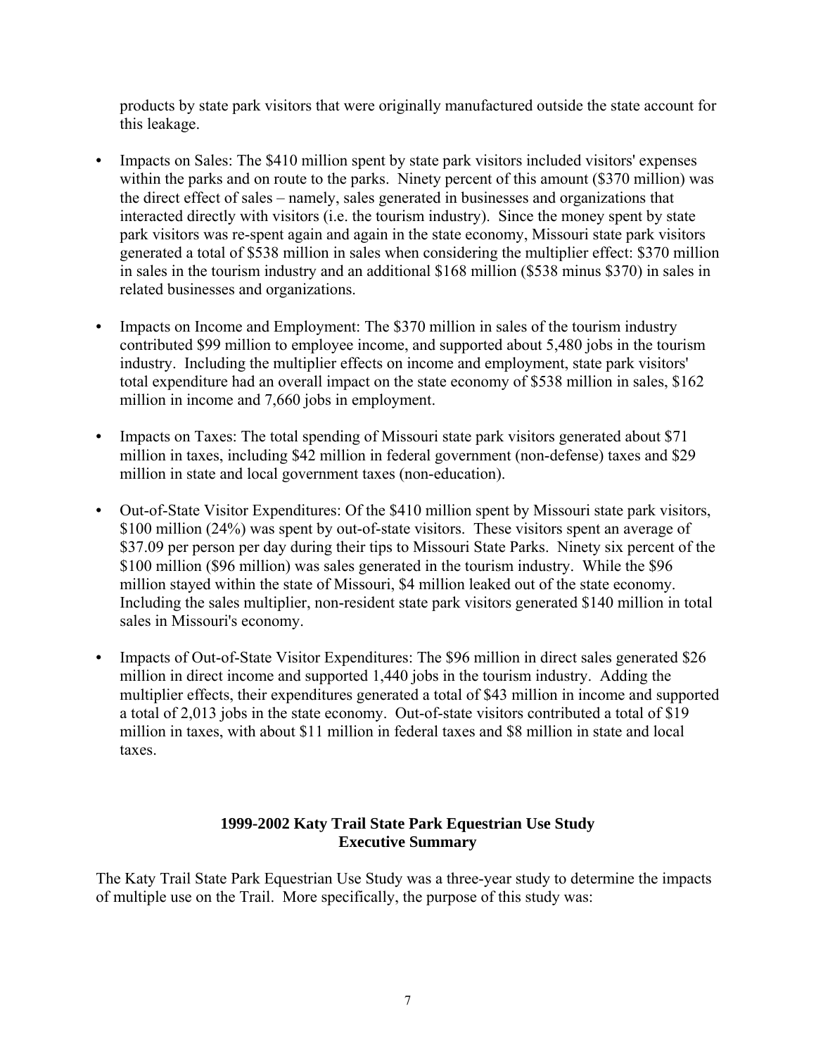products by state park visitors that were originally manufactured outside the state account for this leakage.

- Impacts on Sales: The $410 million spent by state park visitors included visitors' expenses within the parks and on route to the parks. Ninety percent of this amount ($370 million) was the direct effect of sales – namely, sales generated in businesses and organizations that interacted directly with visitors (i.e. the tourism industry). Since the money spent by state park visitors was re-spent again and again in the state economy, Missouri state park visitors generated a total of $538 million in sales when considering the multiplier effect: $370 million in sales in the tourism industry and an additional $168 million ($538 minus $370) in sales in related businesses and organizations.

- Impacts on Income and Employment: The $370 million in sales of the tourism industry contributed $99 million to employee income, and supported about 5,480 jobs in the tourism industry. Including the multiplier effects on income and employment, state park visitors' total expenditure had an overall impact on the state economy of $538 million in sales, $162 million in income and 7,660 jobs in employment.

- Impacts on Taxes: The total spending of Missouri state park visitors generated about $71 million in taxes, including $42 million in federal government (non-defense) taxes and $29 million in state and local government taxes (non-education).

- Out-of-State Visitor Expenditures: Of the $410 million spent by Missouri state park visitors, $100 million (24%) was spent by out-of-state visitors. These visitors spent an average of $37.09 per person per day during their tips to Missouri State Parks. Ninety six percent of the $100 million ($96 million) was sales generated in the tourism industry. While the $96 million stayed within the state of Missouri, $4 million leaked out of the state economy. Including the sales multiplier, non-resident state park visitors generated $140 million in total sales in Missouri's economy.

- Impacts of Out-of-State Visitor Expenditures: The $96 million in direct sales generated $26 million in direct income and supported 1,440 jobs in the tourism industry. Adding the multiplier effects, their expenditures generated a total of $43 million in income and supported a total of 2,013 jobs in the state economy. Out-of-state visitors contributed a total of $19 million in taxes, with about $11 million in federal taxes and $8 million in state and local taxes.

## 1999-2002 Katy Trail State Park Equestrian Use Study
## Executive Summary

The Katy Trail State Park Equestrian Use Study was a three-year study to determine the impacts of multiple use on the Trail. More specifically, the purpose of this study was: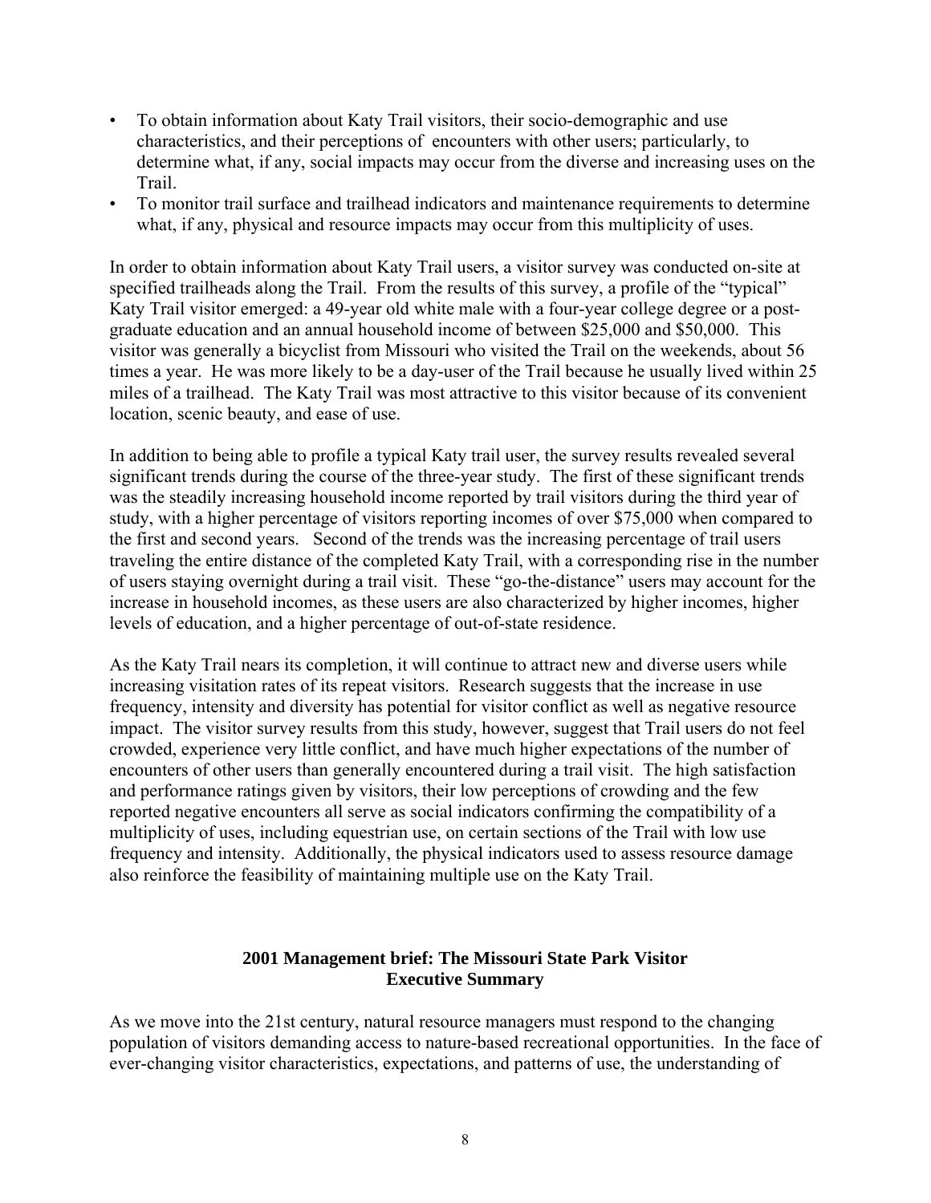- To obtain information about Katy Trail visitors, their socio-demographic and use characteristics, and their perceptions of encounters with other users; particularly, to determine what, if any, social impacts may occur from the diverse and increasing uses on the Trail.
- To monitor trail surface and trailhead indicators and maintenance requirements to determine what, if any, physical and resource impacts may occur from this multiplicity of uses.

In order to obtain information about Katy Trail users, a visitor survey was conducted on-site at specified trailheads along the Trail. From the results of this survey, a profile of the "typical" Katy Trail visitor emerged: a 49-year old white male with a four-year college degree or a post-graduate education and an annual household income of between $25,000 and $50,000. This visitor was generally a bicyclist from Missouri who visited the Trail on the weekends, about 56 times a year. He was more likely to be a day-user of the Trail because he usually lived within 25 miles of a trailhead. The Katy Trail was most attractive to this visitor because of its convenient location, scenic beauty, and ease of use.

In addition to being able to profile a typical Katy trail user, the survey results revealed several significant trends during the course of the three-year study. The first of these significant trends was the steadily increasing household income reported by trail visitors during the third year of study, with a higher percentage of visitors reporting incomes of over $75,000 when compared to the first and second years. Second of the trends was the increasing percentage of trail users traveling the entire distance of the completed Katy Trail, with a corresponding rise in the number of users staying overnight during a trail visit. These "go-the-distance" users may account for the increase in household incomes, as these users are also characterized by higher incomes, higher levels of education, and a higher percentage of out-of-state residence.

As the Katy Trail nears its completion, it will continue to attract new and diverse users while increasing visitation rates of its repeat visitors. Research suggests that the increase in use frequency, intensity and diversity has potential for visitor conflict as well as negative resource impact. The visitor survey results from this study, however, suggest that Trail users do not feel crowded, experience very little conflict, and have much higher expectations of the number of encounters of other users than generally encountered during a trail visit. The high satisfaction and performance ratings given by visitors, their low perceptions of crowding and the few reported negative encounters all serve as social indicators confirming the compatibility of a multiplicity of uses, including equestrian use, on certain sections of the Trail with low use frequency and intensity. Additionally, the physical indicators used to assess resource damage also reinforce the feasibility of maintaining multiple use on the Katy Trail.

## 2001 Management brief: The Missouri State Park Visitor Executive Summary

As we move into the 21st century, natural resource managers must respond to the changing population of visitors demanding access to nature-based recreational opportunities. In the face of ever-changing visitor characteristics, expectations, and patterns of use, the understanding of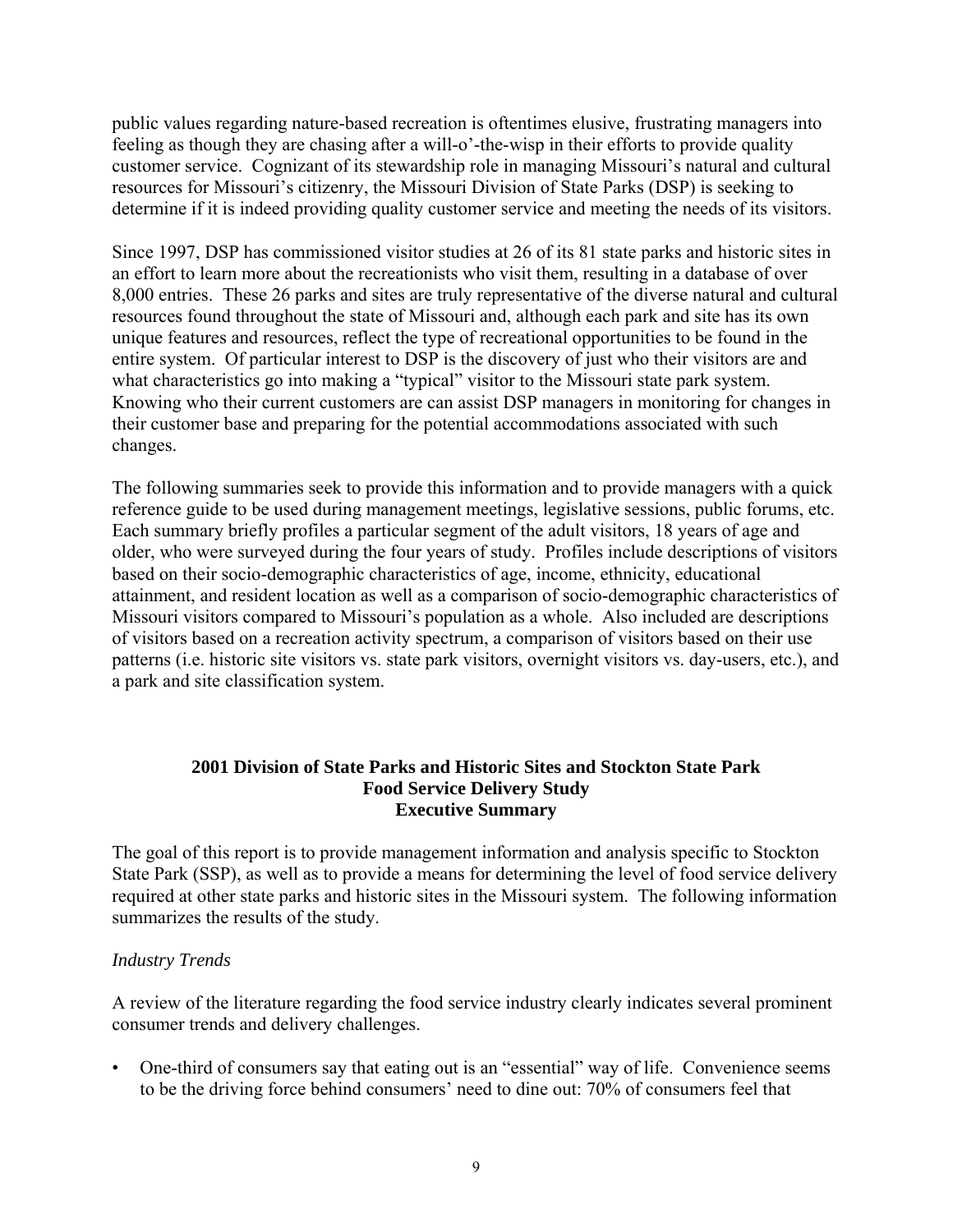public values regarding nature-based recreation is oftentimes elusive, frustrating managers into feeling as though they are chasing after a will-o'-the-wisp in their efforts to provide quality customer service. Cognizant of its stewardship role in managing Missouri's natural and cultural resources for Missouri's citizenry, the Missouri Division of State Parks (DSP) is seeking to determine if it is indeed providing quality customer service and meeting the needs of its visitors.

Since 1997, DSP has commissioned visitor studies at 26 of its 81 state parks and historic sites in an effort to learn more about the recreationists who visit them, resulting in a database of over 8,000 entries. These 26 parks and sites are truly representative of the diverse natural and cultural resources found throughout the state of Missouri and, although each park and site has its own unique features and resources, reflect the type of recreational opportunities to be found in the entire system. Of particular interest to DSP is the discovery of just who their visitors are and what characteristics go into making a "typical" visitor to the Missouri state park system. Knowing who their current customers are can assist DSP managers in monitoring for changes in their customer base and preparing for the potential accommodations associated with such changes.

The following summaries seek to provide this information and to provide managers with a quick reference guide to be used during management meetings, legislative sessions, public forums, etc. Each summary briefly profiles a particular segment of the adult visitors, 18 years of age and older, who were surveyed during the four years of study. Profiles include descriptions of visitors based on their socio-demographic characteristics of age, income, ethnicity, educational attainment, and resident location as well as a comparison of socio-demographic characteristics of Missouri visitors compared to Missouri's population as a whole. Also included are descriptions of visitors based on a recreation activity spectrum, a comparison of visitors based on their use patterns (i.e. historic site visitors vs. state park visitors, overnight visitors vs. day-users, etc.), and a park and site classification system.

## 2001 Division of State Parks and Historic Sites and Stockton State Park Food Service Delivery Study Executive Summary

The goal of this report is to provide management information and analysis specific to Stockton State Park (SSP), as well as to provide a means for determining the level of food service delivery required at other state parks and historic sites in the Missouri system. The following information summarizes the results of the study.

*Industry Trends*

A review of the literature regarding the food service industry clearly indicates several prominent consumer trends and delivery challenges.

- One-third of consumers say that eating out is an "essential" way of life. Convenience seems to be the driving force behind consumers' need to dine out: 70% of consumers feel that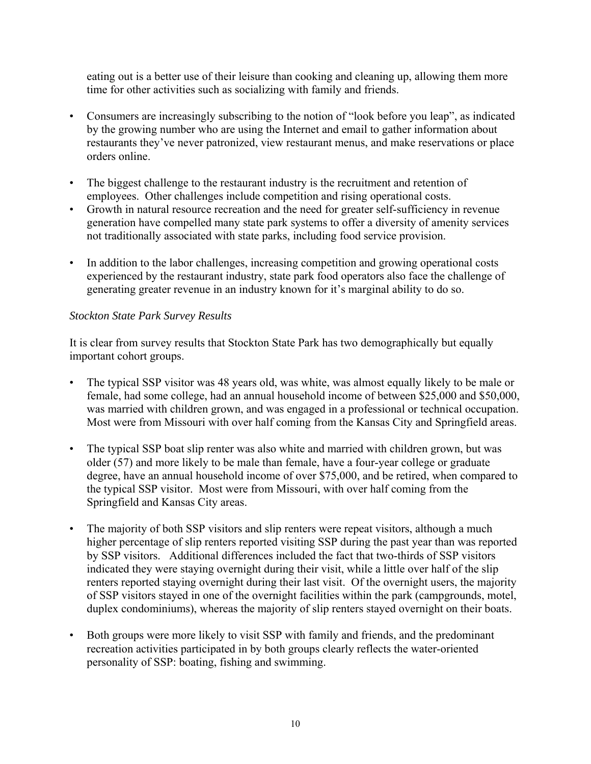eating out is a better use of their leisure than cooking and cleaning up, allowing them more time for other activities such as socializing with family and friends.

- Consumers are increasingly subscribing to the notion of "look before you leap", as indicated by the growing number who are using the Internet and email to gather information about restaurants they've never patronized, view restaurant menus, and make reservations or place orders online.
- The biggest challenge to the restaurant industry is the recruitment and retention of employees. Other challenges include competition and rising operational costs.
- Growth in natural resource recreation and the need for greater self-sufficiency in revenue generation have compelled many state park systems to offer a diversity of amenity services not traditionally associated with state parks, including food service provision.
- In addition to the labor challenges, increasing competition and growing operational costs experienced by the restaurant industry, state park food operators also face the challenge of generating greater revenue in an industry known for it's marginal ability to do so.

*Stockton State Park Survey Results*

It is clear from survey results that Stockton State Park has two demographically but equally important cohort groups.

- The typical SSP visitor was 48 years old, was white, was almost equally likely to be male or female, had some college, had an annual household income of between $25,000 and $50,000, was married with children grown, and was engaged in a professional or technical occupation. Most were from Missouri with over half coming from the Kansas City and Springfield areas.
- The typical SSP boat slip renter was also white and married with children grown, but was older (57) and more likely to be male than female, have a four-year college or graduate degree, have an annual household income of over $75,000, and be retired, when compared to the typical SSP visitor. Most were from Missouri, with over half coming from the Springfield and Kansas City areas.
- The majority of both SSP visitors and slip renters were repeat visitors, although a much higher percentage of slip renters reported visiting SSP during the past year than was reported by SSP visitors. Additional differences included the fact that two-thirds of SSP visitors indicated they were staying overnight during their visit, while a little over half of the slip renters reported staying overnight during their last visit. Of the overnight users, the majority of SSP visitors stayed in one of the overnight facilities within the park (campgrounds, motel, duplex condominiums), whereas the majority of slip renters stayed overnight on their boats.
- Both groups were more likely to visit SSP with family and friends, and the predominant recreation activities participated in by both groups clearly reflects the water-oriented personality of SSP: boating, fishing and swimming.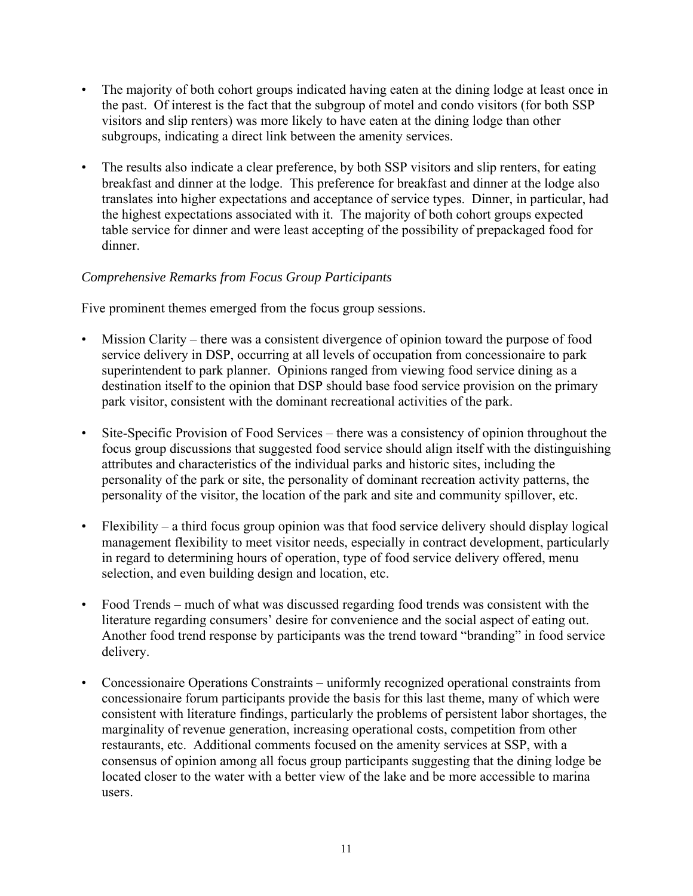- The majority of both cohort groups indicated having eaten at the dining lodge at least once in the past. Of interest is the fact that the subgroup of motel and condo visitors (for both SSP visitors and slip renters) was more likely to have eaten at the dining lodge than other subgroups, indicating a direct link between the amenity services.

- The results also indicate a clear preference, by both SSP visitors and slip renters, for eating breakfast and dinner at the lodge. This preference for breakfast and dinner at the lodge also translates into higher expectations and acceptance of service types. Dinner, in particular, had the highest expectations associated with it. The majority of both cohort groups expected table service for dinner and were least accepting of the possibility of prepackaged food for dinner.

*Comprehensive Remarks from Focus Group Participants*

Five prominent themes emerged from the focus group sessions.

- Mission Clarity – there was a consistent divergence of opinion toward the purpose of food service delivery in DSP, occurring at all levels of occupation from concessionaire to park superintendent to park planner. Opinions ranged from viewing food service dining as a destination itself to the opinion that DSP should base food service provision on the primary park visitor, consistent with the dominant recreational activities of the park.

- Site-Specific Provision of Food Services – there was a consistency of opinion throughout the focus group discussions that suggested food service should align itself with the distinguishing attributes and characteristics of the individual parks and historic sites, including the personality of the park or site, the personality of dominant recreation activity patterns, the personality of the visitor, the location of the park and site and community spillover, etc.

- Flexibility – a third focus group opinion was that food service delivery should display logical management flexibility to meet visitor needs, especially in contract development, particularly in regard to determining hours of operation, type of food service delivery offered, menu selection, and even building design and location, etc.

- Food Trends – much of what was discussed regarding food trends was consistent with the literature regarding consumers' desire for convenience and the social aspect of eating out. Another food trend response by participants was the trend toward "branding" in food service delivery.

- Concessionaire Operations Constraints – uniformly recognized operational constraints from concessionaire forum participants provide the basis for this last theme, many of which were consistent with literature findings, particularly the problems of persistent labor shortages, the marginality of revenue generation, increasing operational costs, competition from other restaurants, etc. Additional comments focused on the amenity services at SSP, with a consensus of opinion among all focus group participants suggesting that the dining lodge be located closer to the water with a better view of the lake and be more accessible to marina users.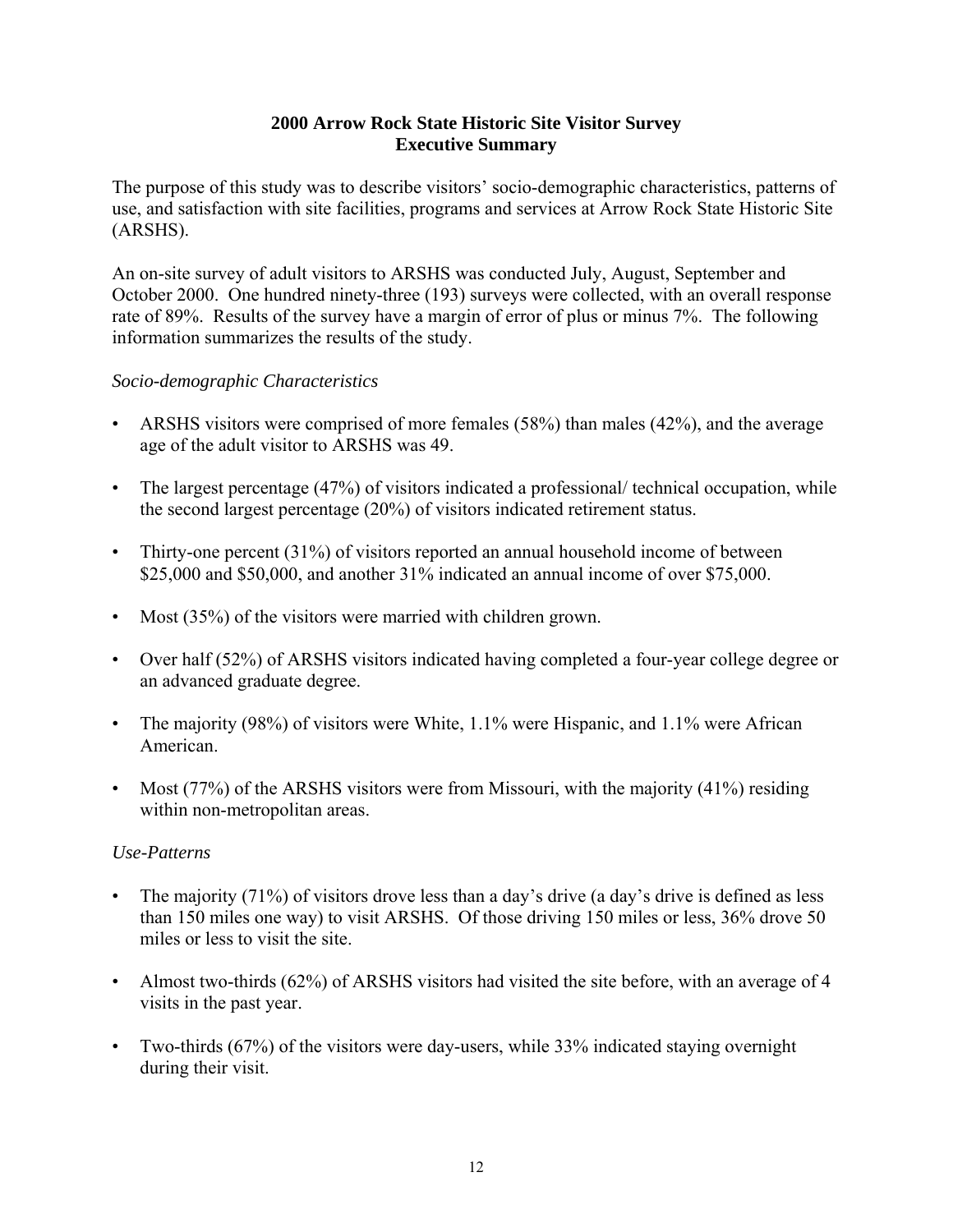## 2000 Arrow Rock State Historic Site Visitor Survey
## Executive Summary

The purpose of this study was to describe visitors' socio-demographic characteristics, patterns of use, and satisfaction with site facilities, programs and services at Arrow Rock State Historic Site (ARSHS).

An on-site survey of adult visitors to ARSHS was conducted July, August, September and October 2000. One hundred ninety-three (193) surveys were collected, with an overall response rate of 89%. Results of the survey have a margin of error of plus or minus 7%. The following information summarizes the results of the study.

*Socio-demographic Characteristics*

- ARSHS visitors were comprised of more females (58%) than males (42%), and the average age of the adult visitor to ARSHS was 49.
- The largest percentage (47%) of visitors indicated a professional/ technical occupation, while the second largest percentage (20%) of visitors indicated retirement status.
- Thirty-one percent (31%) of visitors reported an annual household income of between $25,000 and $50,000, and another 31% indicated an annual income of over $75,000.
- Most (35%) of the visitors were married with children grown.
- Over half (52%) of ARSHS visitors indicated having completed a four-year college degree or an advanced graduate degree.
- The majority (98%) of visitors were White, 1.1% were Hispanic, and 1.1% were African American.
- Most (77%) of the ARSHS visitors were from Missouri, with the majority (41%) residing within non-metropolitan areas.

*Use-Patterns*

- The majority (71%) of visitors drove less than a day's drive (a day's drive is defined as less than 150 miles one way) to visit ARSHS. Of those driving 150 miles or less, 36% drove 50 miles or less to visit the site.
- Almost two-thirds (62%) of ARSHS visitors had visited the site before, with an average of 4 visits in the past year.
- Two-thirds (67%) of the visitors were day-users, while 33% indicated staying overnight during their visit.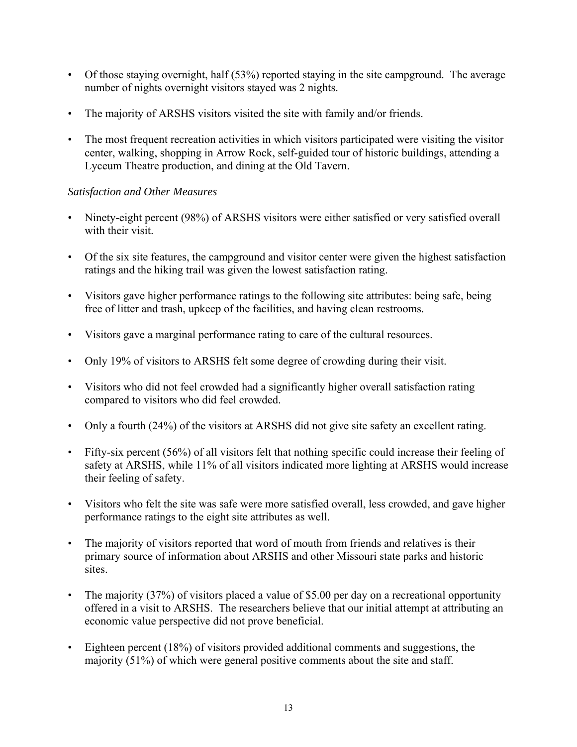- Of those staying overnight, half (53%) reported staying in the site campground. The average number of nights overnight visitors stayed was 2 nights.
- The majority of ARSHS visitors visited the site with family and/or friends.
- The most frequent recreation activities in which visitors participated were visiting the visitor center, walking, shopping in Arrow Rock, self-guided tour of historic buildings, attending a Lyceum Theatre production, and dining at the Old Tavern.

*Satisfaction and Other Measures*

- Ninety-eight percent (98%) of ARSHS visitors were either satisfied or very satisfied overall with their visit.
- Of the six site features, the campground and visitor center were given the highest satisfaction ratings and the hiking trail was given the lowest satisfaction rating.
- Visitors gave higher performance ratings to the following site attributes: being safe, being free of litter and trash, upkeep of the facilities, and having clean restrooms.
- Visitors gave a marginal performance rating to care of the cultural resources.
- Only 19% of visitors to ARSHS felt some degree of crowding during their visit.
- Visitors who did not feel crowded had a significantly higher overall satisfaction rating compared to visitors who did feel crowded.
- Only a fourth (24%) of the visitors at ARSHS did not give site safety an excellent rating.
- Fifty-six percent (56%) of all visitors felt that nothing specific could increase their feeling of safety at ARSHS, while 11% of all visitors indicated more lighting at ARSHS would increase their feeling of safety.
- Visitors who felt the site was safe were more satisfied overall, less crowded, and gave higher performance ratings to the eight site attributes as well.
- The majority of visitors reported that word of mouth from friends and relatives is their primary source of information about ARSHS and other Missouri state parks and historic sites.
- The majority (37%) of visitors placed a value of $5.00 per day on a recreational opportunity offered in a visit to ARSHS. The researchers believe that our initial attempt at attributing an economic value perspective did not prove beneficial.
- Eighteen percent (18%) of visitors provided additional comments and suggestions, the majority (51%) of which were general positive comments about the site and staff.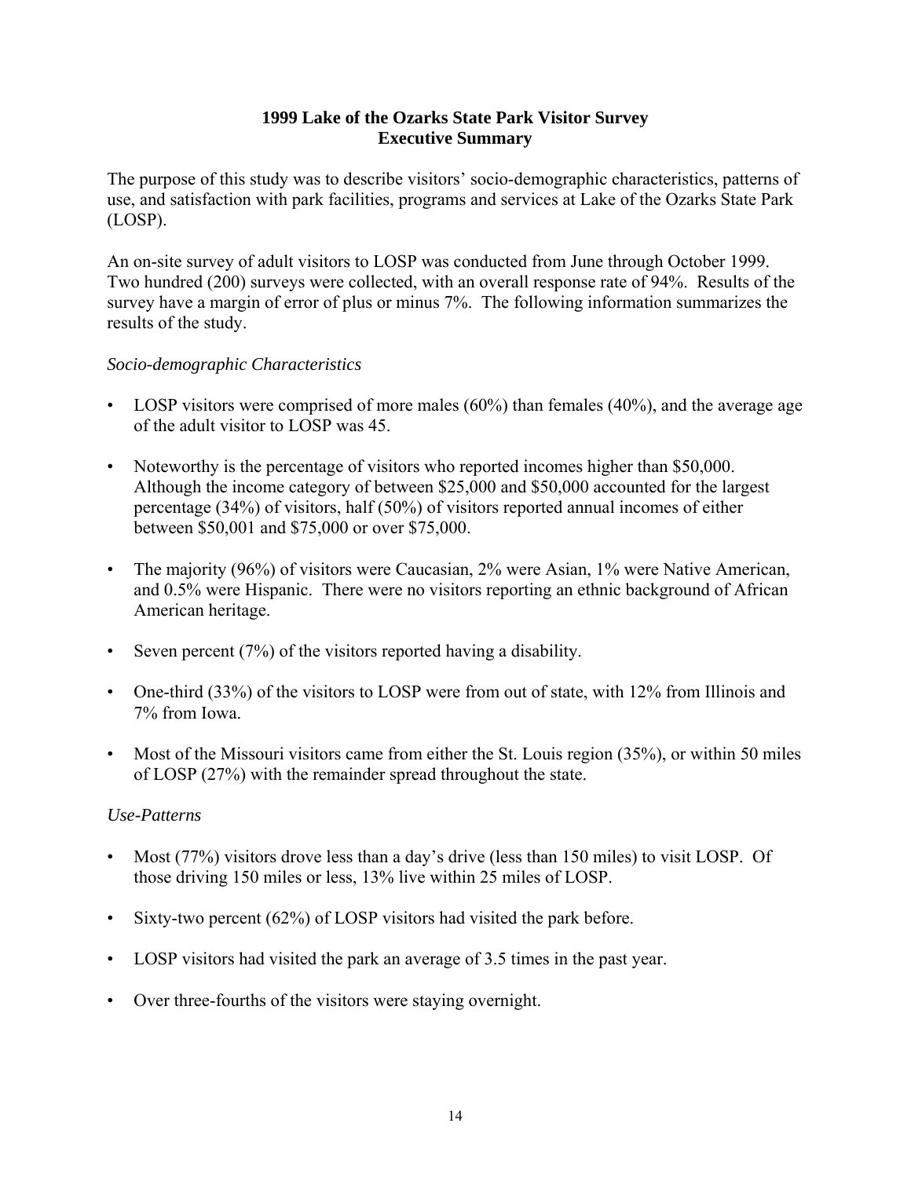# 1999 Lake of the Ozarks State Park Visitor Survey
## Executive Summary

The purpose of this study was to describe visitors' socio-demographic characteristics, patterns of use, and satisfaction with park facilities, programs and services at Lake of the Ozarks State Park (LOSP).

An on-site survey of adult visitors to LOSP was conducted from June through October 1999. Two hundred (200) surveys were collected, with an overall response rate of 94%. Results of the survey have a margin of error of plus or minus 7%. The following information summarizes the results of the study.

*Socio-demographic Characteristics*

- LOSP visitors were comprised of more males (60%) than females (40%), and the average age of the adult visitor to LOSP was 45.
- Noteworthy is the percentage of visitors who reported incomes higher than $50,000. Although the income category of between $25,000 and $50,000 accounted for the largest percentage (34%) of visitors, half (50%) of visitors reported annual incomes of either between $50,001 and $75,000 or over $75,000.
- The majority (96%) of visitors were Caucasian, 2% were Asian, 1% were Native American, and 0.5% were Hispanic. There were no visitors reporting an ethnic background of African American heritage.
- Seven percent (7%) of the visitors reported having a disability.
- One-third (33%) of the visitors to LOSP were from out of state, with 12% from Illinois and 7% from Iowa.
- Most of the Missouri visitors came from either the St. Louis region (35%), or within 50 miles of LOSP (27%) with the remainder spread throughout the state.

*Use-Patterns*

- Most (77%) visitors drove less than a day's drive (less than 150 miles) to visit LOSP. Of those driving 150 miles or less, 13% live within 25 miles of LOSP.
- Sixty-two percent (62%) of LOSP visitors had visited the park before.
- LOSP visitors had visited the park an average of 3.5 times in the past year.
- Over three-fourths of the visitors were staying overnight.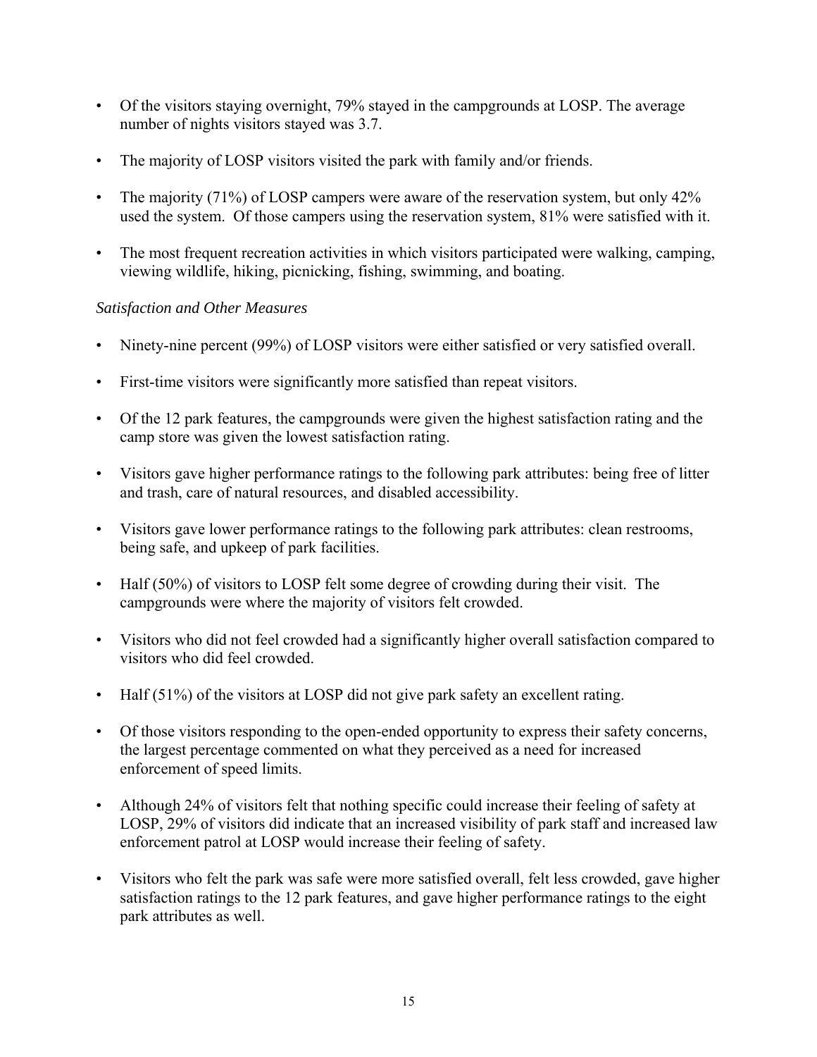- Of the visitors staying overnight, 79% stayed in the campgrounds at LOSP. The average number of nights visitors stayed was 3.7.
- The majority of LOSP visitors visited the park with family and/or friends.
- The majority (71%) of LOSP campers were aware of the reservation system, but only 42% used the system. Of those campers using the reservation system, 81% were satisfied with it.
- The most frequent recreation activities in which visitors participated were walking, camping, viewing wildlife, hiking, picnicking, fishing, swimming, and boating.

*Satisfaction and Other Measures*

- Ninety-nine percent (99%) of LOSP visitors were either satisfied or very satisfied overall.
- First-time visitors were significantly more satisfied than repeat visitors.
- Of the 12 park features, the campgrounds were given the highest satisfaction rating and the camp store was given the lowest satisfaction rating.
- Visitors gave higher performance ratings to the following park attributes: being free of litter and trash, care of natural resources, and disabled accessibility.
- Visitors gave lower performance ratings to the following park attributes: clean restrooms, being safe, and upkeep of park facilities.
- Half (50%) of visitors to LOSP felt some degree of crowding during their visit. The campgrounds were where the majority of visitors felt crowded.
- Visitors who did not feel crowded had a significantly higher overall satisfaction compared to visitors who did feel crowded.
- Half (51%) of the visitors at LOSP did not give park safety an excellent rating.
- Of those visitors responding to the open-ended opportunity to express their safety concerns, the largest percentage commented on what they perceived as a need for increased enforcement of speed limits.
- Although 24% of visitors felt that nothing specific could increase their feeling of safety at LOSP, 29% of visitors did indicate that an increased visibility of park staff and increased law enforcement patrol at LOSP would increase their feeling of safety.
- Visitors who felt the park was safe were more satisfied overall, felt less crowded, gave higher satisfaction ratings to the 12 park features, and gave higher performance ratings to the eight park attributes as well.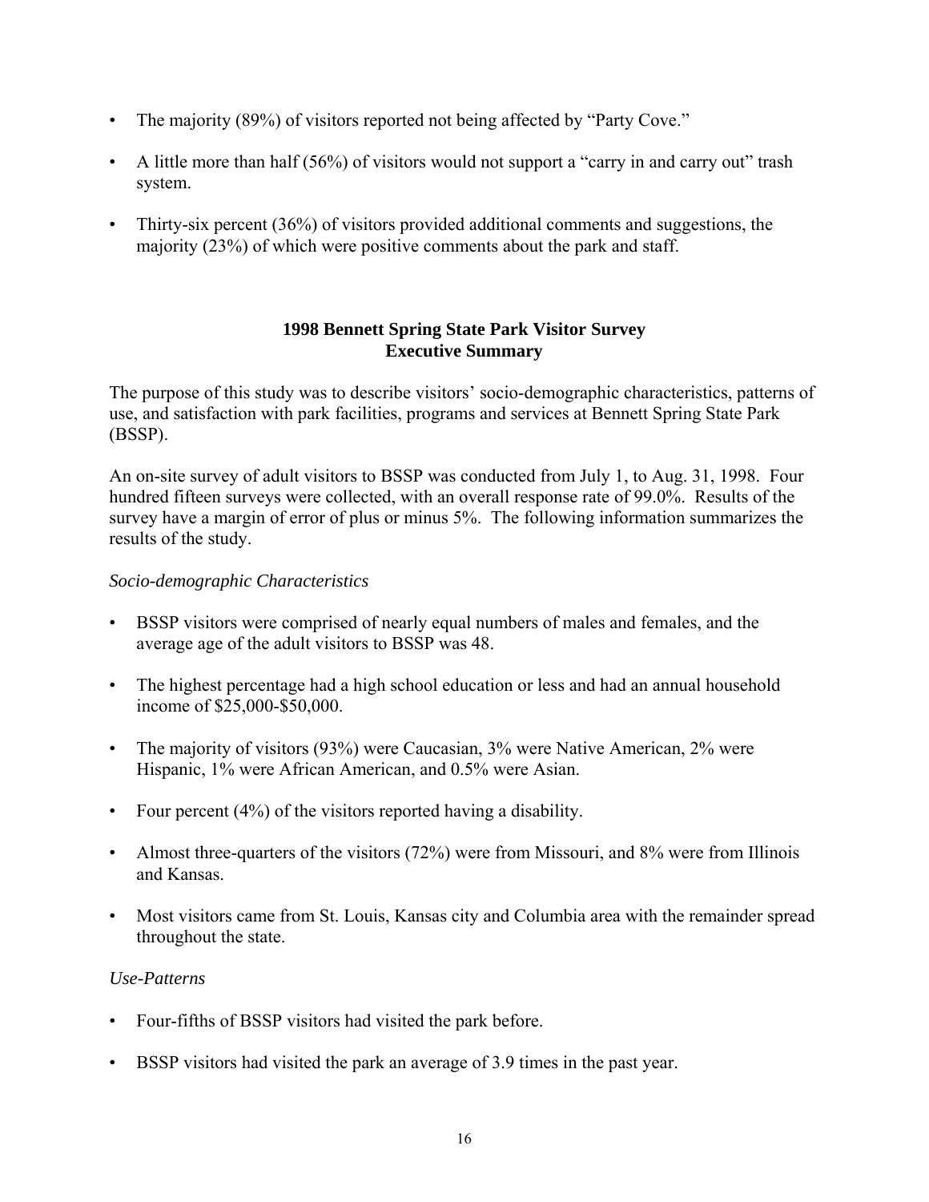- The majority (89%) of visitors reported not being affected by "Party Cove."
- A little more than half (56%) of visitors would not support a "carry in and carry out" trash system.
- Thirty-six percent (36%) of visitors provided additional comments and suggestions, the majority (23%) of which were positive comments about the park and staff.

## 1998 Bennett Spring State Park Visitor Survey
## Executive Summary

The purpose of this study was to describe visitors' socio-demographic characteristics, patterns of use, and satisfaction with park facilities, programs and services at Bennett Spring State Park (BSSP).

An on-site survey of adult visitors to BSSP was conducted from July 1, to Aug. 31, 1998. Four hundred fifteen surveys were collected, with an overall response rate of 99.0%. Results of the survey have a margin of error of plus or minus 5%. The following information summarizes the results of the study.

*Socio-demographic Characteristics*

- BSSP visitors were comprised of nearly equal numbers of males and females, and the average age of the adult visitors to BSSP was 48.
- The highest percentage had a high school education or less and had an annual household income of $25,000-$50,000.
- The majority of visitors (93%) were Caucasian, 3% were Native American, 2% were Hispanic, 1% were African American, and 0.5% were Asian.
- Four percent (4%) of the visitors reported having a disability.
- Almost three-quarters of the visitors (72%) were from Missouri, and 8% were from Illinois and Kansas.
- Most visitors came from St. Louis, Kansas city and Columbia area with the remainder spread throughout the state.

*Use-Patterns*

- Four-fifths of BSSP visitors had visited the park before.
- BSSP visitors had visited the park an average of 3.9 times in the past year.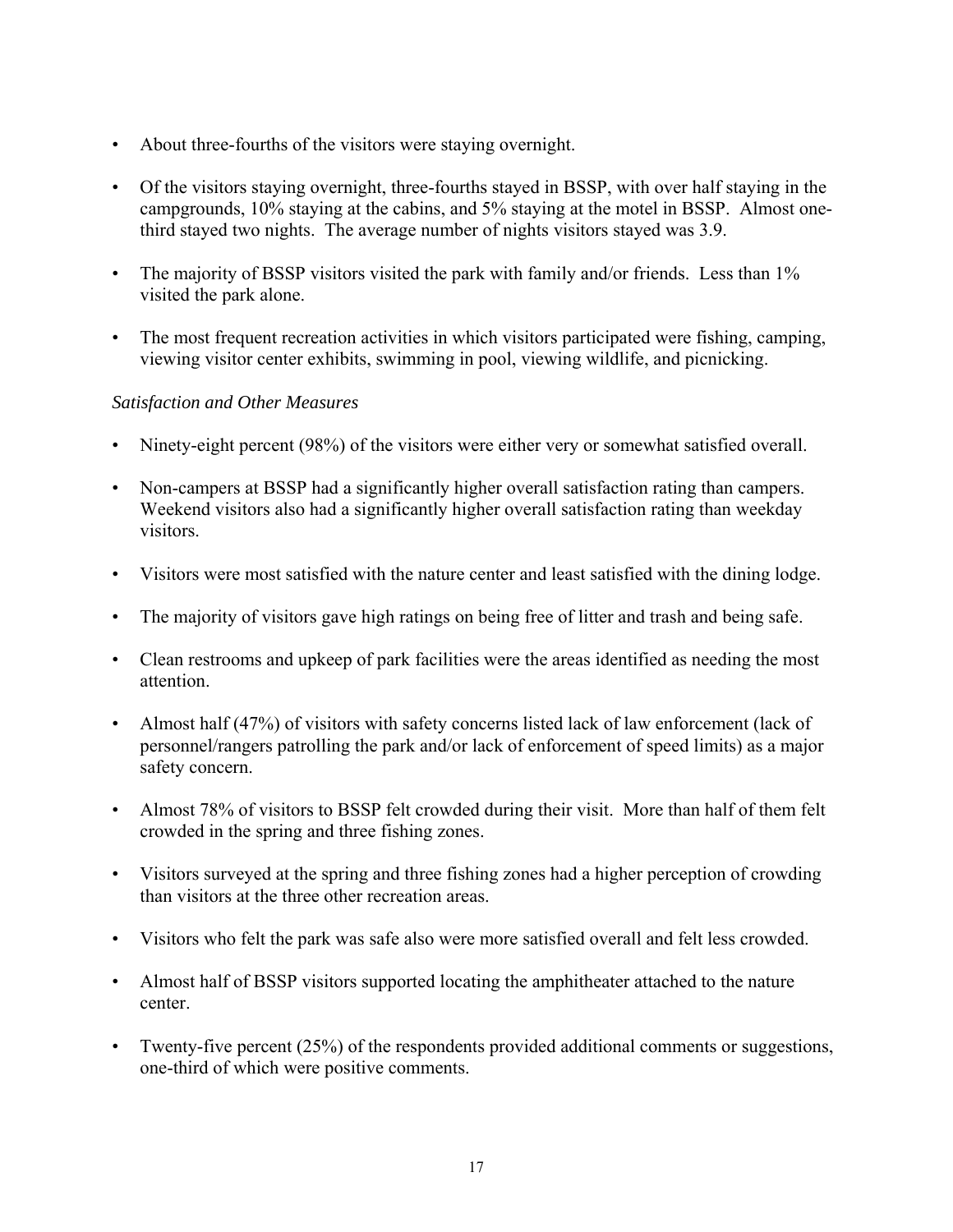- About three-fourths of the visitors were staying overnight.
- Of the visitors staying overnight, three-fourths stayed in BSSP, with over half staying in the campgrounds, 10% staying at the cabins, and 5% staying at the motel in BSSP. Almost one-third stayed two nights. The average number of nights visitors stayed was 3.9.
- The majority of BSSP visitors visited the park with family and/or friends. Less than 1% visited the park alone.
- The most frequent recreation activities in which visitors participated were fishing, camping, viewing visitor center exhibits, swimming in pool, viewing wildlife, and picnicking.

*Satisfaction and Other Measures*

- Ninety-eight percent (98%) of the visitors were either very or somewhat satisfied overall.
- Non-campers at BSSP had a significantly higher overall satisfaction rating than campers. Weekend visitors also had a significantly higher overall satisfaction rating than weekday visitors.
- Visitors were most satisfied with the nature center and least satisfied with the dining lodge.
- The majority of visitors gave high ratings on being free of litter and trash and being safe.
- Clean restrooms and upkeep of park facilities were the areas identified as needing the most attention.
- Almost half (47%) of visitors with safety concerns listed lack of law enforcement (lack of personnel/rangers patrolling the park and/or lack of enforcement of speed limits) as a major safety concern.
- Almost 78% of visitors to BSSP felt crowded during their visit. More than half of them felt crowded in the spring and three fishing zones.
- Visitors surveyed at the spring and three fishing zones had a higher perception of crowding than visitors at the three other recreation areas.
- Visitors who felt the park was safe also were more satisfied overall and felt less crowded.
- Almost half of BSSP visitors supported locating the amphitheater attached to the nature center.
- Twenty-five percent (25%) of the respondents provided additional comments or suggestions, one-third of which were positive comments.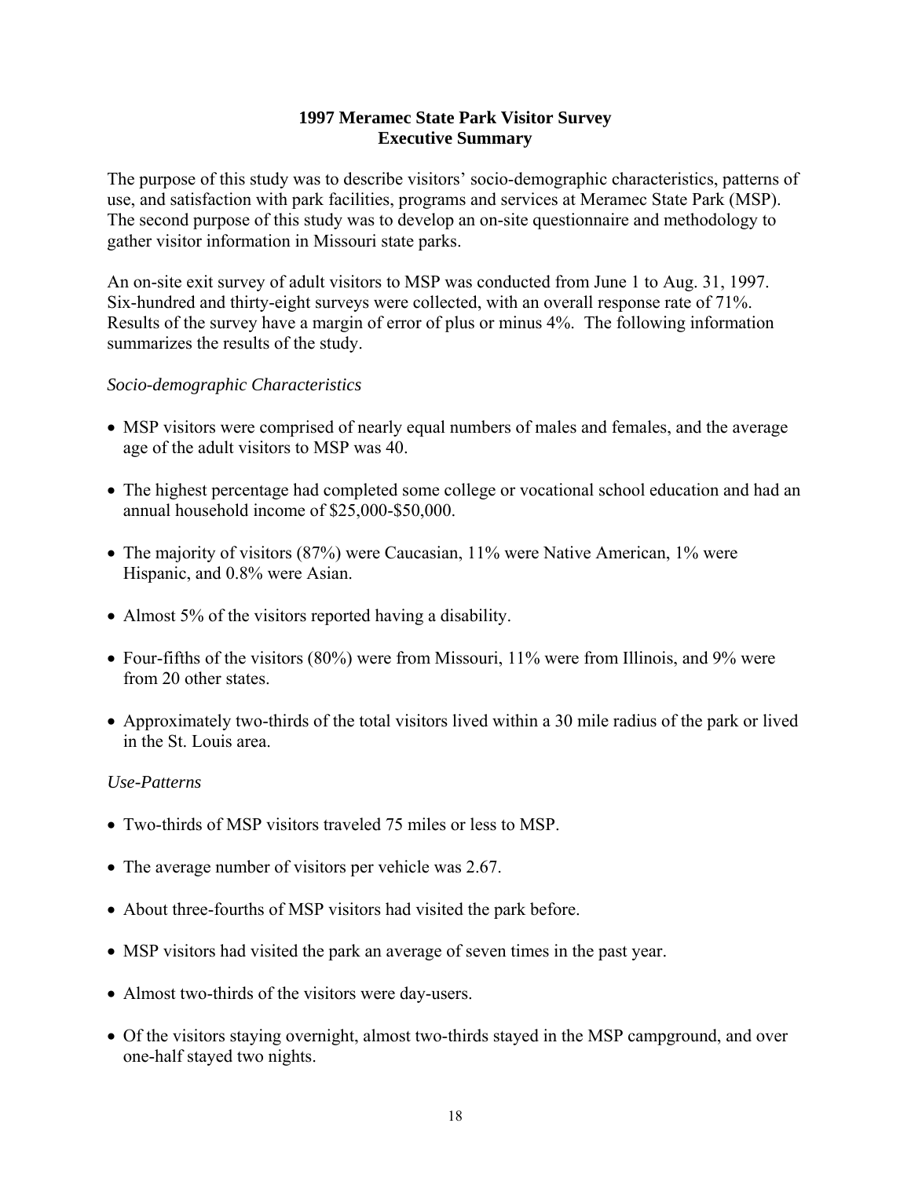# 1997 Meramec State Park Visitor Survey
## Executive Summary

The purpose of this study was to describe visitors' socio-demographic characteristics, patterns of use, and satisfaction with park facilities, programs and services at Meramec State Park (MSP). The second purpose of this study was to develop an on-site questionnaire and methodology to gather visitor information in Missouri state parks.

An on-site exit survey of adult visitors to MSP was conducted from June 1 to Aug. 31, 1997. Six-hundred and thirty-eight surveys were collected, with an overall response rate of 71%. Results of the survey have a margin of error of plus or minus 4%. The following information summarizes the results of the study.

*Socio-demographic Characteristics*

- MSP visitors were comprised of nearly equal numbers of males and females, and the average age of the adult visitors to MSP was 40.
- The highest percentage had completed some college or vocational school education and had an annual household income of $25,000-$50,000.
- The majority of visitors (87%) were Caucasian, 11% were Native American, 1% were Hispanic, and 0.8% were Asian.
- Almost 5% of the visitors reported having a disability.
- Four-fifths of the visitors (80%) were from Missouri, 11% were from Illinois, and 9% were from 20 other states.
- Approximately two-thirds of the total visitors lived within a 30 mile radius of the park or lived in the St. Louis area.

*Use-Patterns*

- Two-thirds of MSP visitors traveled 75 miles or less to MSP.
- The average number of visitors per vehicle was 2.67.
- About three-fourths of MSP visitors had visited the park before.
- MSP visitors had visited the park an average of seven times in the past year.
- Almost two-thirds of the visitors were day-users.
- Of the visitors staying overnight, almost two-thirds stayed in the MSP campground, and over one-half stayed two nights.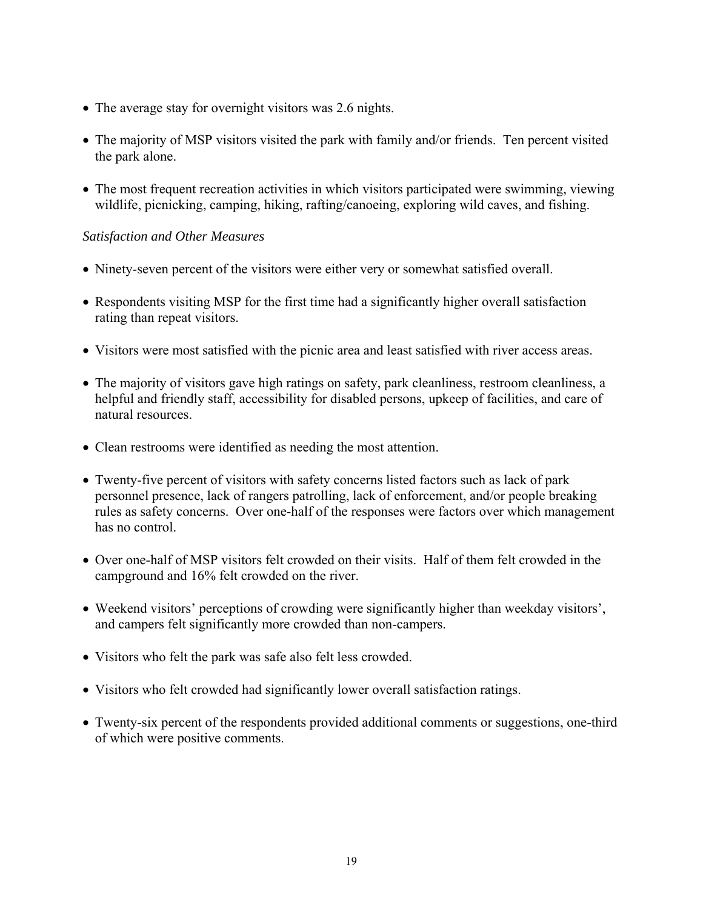- The average stay for overnight visitors was 2.6 nights.

- The majority of MSP visitors visited the park with family and/or friends. Ten percent visited the park alone.

- The most frequent recreation activities in which visitors participated were swimming, viewing wildlife, picnicking, camping, hiking, rafting/canoeing, exploring wild caves, and fishing.

*Satisfaction and Other Measures*

- Ninety-seven percent of the visitors were either very or somewhat satisfied overall.

- Respondents visiting MSP for the first time had a significantly higher overall satisfaction rating than repeat visitors.

- Visitors were most satisfied with the picnic area and least satisfied with river access areas.

- The majority of visitors gave high ratings on safety, park cleanliness, restroom cleanliness, a helpful and friendly staff, accessibility for disabled persons, upkeep of facilities, and care of natural resources.

- Clean restrooms were identified as needing the most attention.

- Twenty-five percent of visitors with safety concerns listed factors such as lack of park personnel presence, lack of rangers patrolling, lack of enforcement, and/or people breaking rules as safety concerns. Over one-half of the responses were factors over which management has no control.

- Over one-half of MSP visitors felt crowded on their visits. Half of them felt crowded in the campground and 16% felt crowded on the river.

- Weekend visitors' perceptions of crowding were significantly higher than weekday visitors', and campers felt significantly more crowded than non-campers.

- Visitors who felt the park was safe also felt less crowded.

- Visitors who felt crowded had significantly lower overall satisfaction ratings.

- Twenty-six percent of the respondents provided additional comments or suggestions, one-third of which were positive comments.